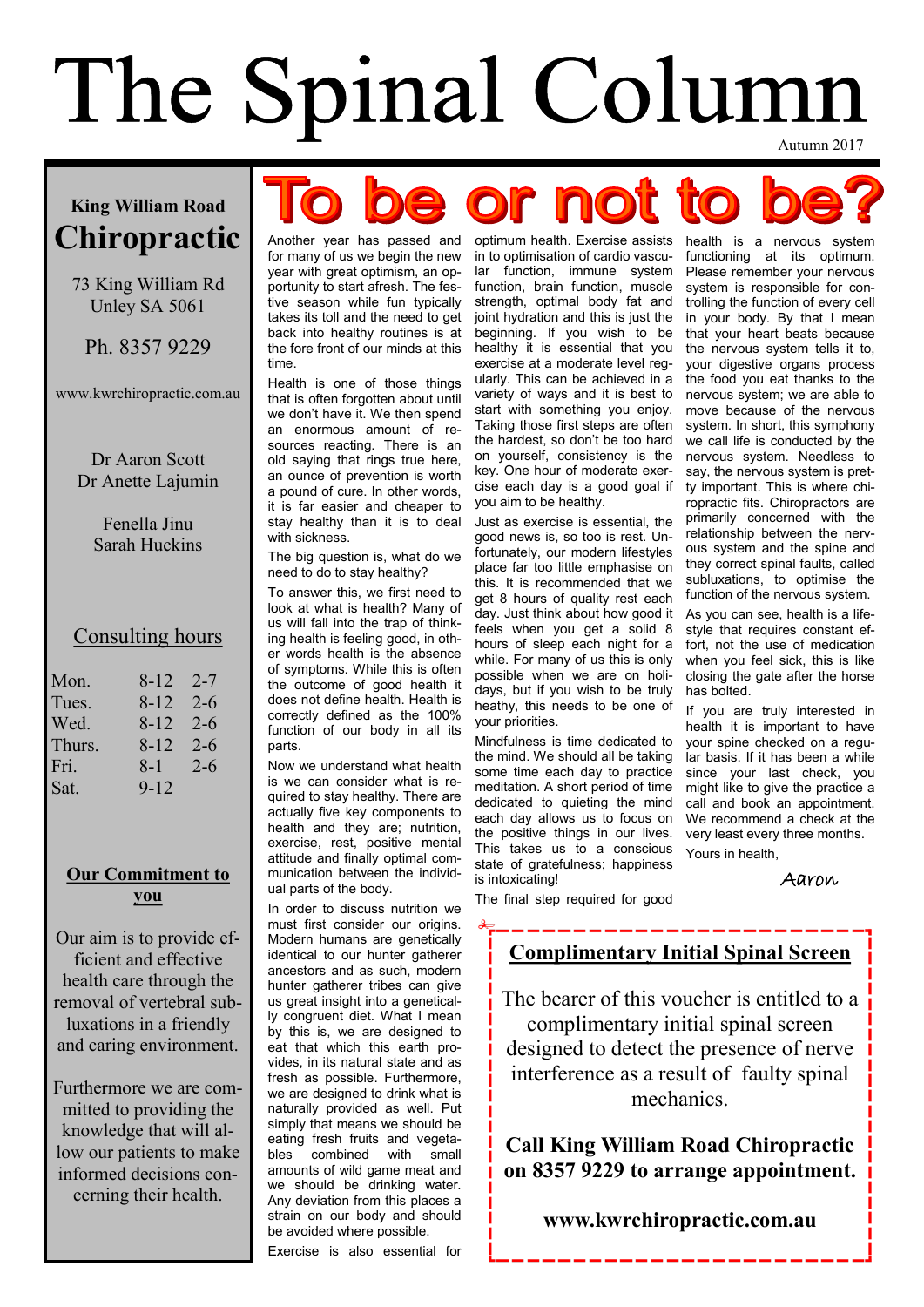# The Spinal Column

Autumn 2017

**King William Road**
## Chiropractic

73 King William Rd
Unley SA 5061

Ph. 8357 9229

www.kwrchiropractic.com.au

Dr Aaron Scott
Dr Anette Lajumin

Fenella Jinu
Sarah Huckins

### Consulting hours

| | | |
|---|---|---|
| Mon. | 8-12 | 2-7 |
| Tues. | 8-12 | 2-6 |
| Wed. | 8-12 | 2-6 |
| Thurs. | 8-12 | 2-6 |
| Fri. | 8-1 | 2-6 |
| Sat. | 9-12 | |

### Our Commitment to you

Our aim is to provide efficient and effective health care through the removal of vertebral subluxations in a friendly and caring environment.

Furthermore we are committed to providing the knowledge that will allow our patients to make informed decisions concerning their health.

# To be or not to be?

Another year has passed and for many of us we begin the new year with great optimism, an opportunity to start afresh. The festive season while fun typically takes its toll and the need to get back into healthy routines is at the fore front of our minds at this time.

Health is one of those things that is often forgotten about until we don't have it. We then spend an enormous amount of resources reacting. There is an old saying that rings true here, an ounce of prevention is worth a pound of cure. In other words, it is far easier and cheaper to stay healthy than it is to deal with sickness.

The big question is, what do we need to do to stay healthy?

To answer this, we first need to look at what is health? Many of us will fall into the trap of thinking health is feeling good, in other words health is the absence of symptoms. While this is often the outcome of good health it does not define health. Health is correctly defined as the 100% function of our body in all its parts.

Now we understand what health is we can consider what is required to stay healthy. There are actually five key components to health and they are; nutrition, exercise, rest, positive mental attitude and finally optimal communication between the individual parts of the body.

In order to discuss nutrition we must first consider our origins. Modern humans are genetically identical to our hunter gatherer ancestors and as such, modern hunter gatherer tribes can give us great insight into a genetically congruent diet. What I mean by this is, we are designed to eat that which this earth provides, in its natural state and as fresh as possible. Furthermore, we are designed to drink what is naturally provided as well. Put simply that means we should be eating fresh fruits and vegetables combined with small amounts of wild game meat and we should be drinking water. Any deviation from this places a strain on our body and should be avoided where possible.

Exercise is also essential for optimum health. Exercise assists in to optimisation of cardio vascular function, immune system function, brain function, muscle strength, optimal body fat and joint hydration and this is just the beginning. If you wish to be healthy it is essential that you exercise at a moderate level regularly. This can be achieved in a variety of ways and it is best to start with something you enjoy. Taking those first steps are often the hardest, so don't be too hard on yourself, consistency is the key. One hour of moderate exercise each day is a good goal if you aim to be healthy.

Just as exercise is essential, the good news is, so too is rest. Unfortunately, our modern lifestyles place far too little emphasise on this. It is recommended that we get 8 hours of quality rest each day. Just think about how good it feels when you get a solid 8 hours of sleep each night for a while. For many of us this is only possible when we are on holidays, but if you wish to be truly heathy, this needs to be one of your priorities.

Mindfulness is time dedicated to the mind. We should all be taking some time each day to practice meditation. A short period of time dedicated to quieting the mind each day allows us to focus on the positive things in our lives. This takes us to a conscious state of gratefulness; happiness is intoxicating!

The final step required for good health is a nervous system functioning at its optimum. Please remember your nervous system is responsible for controlling the function of every cell in your body. By that I mean that your heart beats because the nervous system tells it to, your digestive organs process the food you eat thanks to the nervous system; we are able to move because of the nervous system. In short, this symphony we call life is conducted by the nervous system. Needless to say, the nervous system is pretty important. This is where chiropractic fits. Chiropractors are primarily concerned with the relationship between the nervous system and the spine and they correct spinal faults, called subluxations, to optimise the function of the nervous system.

As you can see, health is a lifestyle that requires constant effort, not the use of medication when you feel sick, this is like closing the gate after the horse has bolted.

If you are truly interested in health it is important to have your spine checked on a regular basis. If it has been a while since your last check, you might like to give the practice a call and book an appointment. We recommend a check at the very least every three months.

Yours in health,

*Aaron*

---

### Complimentary Initial Spinal Screen

The bearer of this voucher is entitled to a complimentary initial spinal screen designed to detect the presence of nerve interference as a result of faulty spinal mechanics.

**Call King William Road Chiropractic on 8357 9229 to arrange appointment.**

**www.kwrchiropractic.com.au**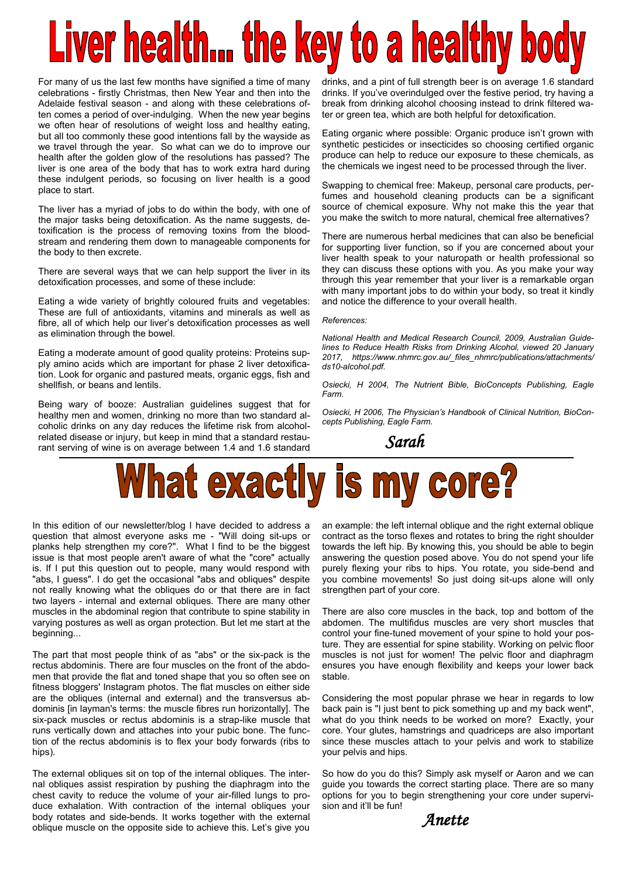# Liver health... the key to a healthy body

For many of us the last few months have signified a time of many celebrations - firstly Christmas, then New Year and then into the Adelaide festival season - and along with these celebrations often comes a period of over-indulging. When the new year begins we often hear of resolutions of weight loss and healthy eating, but all too commonly these good intentions fall by the wayside as we travel through the year. So what can we do to improve our health after the golden glow of the resolutions has passed? The liver is one area of the body that has to work extra hard during these indulgent periods, so focusing on liver health is a good place to start.

The liver has a myriad of jobs to do within the body, with one of the major tasks being detoxification. As the name suggests, detoxification is the process of removing toxins from the bloodstream and rendering them down to manageable components for the body to then excrete.

There are several ways that we can help support the liver in its detoxification processes, and some of these include:

Eating a wide variety of brightly coloured fruits and vegetables: These are full of antioxidants, vitamins and minerals as well as fibre, all of which help our liver's detoxification processes as well as elimination through the bowel.

Eating a moderate amount of good quality proteins: Proteins supply amino acids which are important for phase 2 liver detoxification. Look for organic and pastured meats, organic eggs, fish and shellfish, or beans and lentils.

Being wary of booze: Australian guidelines suggest that for healthy men and women, drinking no more than two standard alcoholic drinks on any day reduces the lifetime risk from alcohol-related disease or injury, but keep in mind that a standard restaurant serving of wine is on average between 1.4 and 1.6 standard drinks, and a pint of full strength beer is on average 1.6 standard drinks. If you've overindulged over the festive period, try having a break from drinking alcohol choosing instead to drink filtered water or green tea, which are both helpful for detoxification.

Eating organic where possible: Organic produce isn't grown with synthetic pesticides or insecticides so choosing certified organic produce can help to reduce our exposure to these chemicals, as the chemicals we ingest need to be processed through the liver.

Swapping to chemical free: Makeup, personal care products, perfumes and household cleaning products can be a significant source of chemical exposure. Why not make this the year that you make the switch to more natural, chemical free alternatives?

There are numerous herbal medicines that can also be beneficial for supporting liver function, so if you are concerned about your liver health speak to your naturopath or health professional so they can discuss these options with you. As you make your way through this year remember that your liver is a remarkable organ with many important jobs to do within your body, so treat it kindly and notice the difference to your overall health.

*References:*

*National Health and Medical Research Council, 2009, Australian Guidelines to Reduce Health Risks from Drinking Alcohol, viewed 20 January 2017, https://www.nhmrc.gov.au/_files_nhmrc/publications/attachments/ds10-alcohol.pdf.*

*Osiecki, H 2004, The Nutrient Bible, BioConcepts Publishing, Eagle Farm.*

*Osiecki, H 2006, The Physician's Handbook of Clinical Nutrition, BioConcepts Publishing, Eagle Farm.*

*Sarah*

# What exactly is my core?

In this edition of our newsletter/blog I have decided to address a question that almost everyone asks me - "Will doing sit-ups or planks help strengthen my core?". What I find to be the biggest issue is that most people aren't aware of what the "core" actually is. If I put this question out to people, many would respond with "abs, I guess". I do get the occasional "abs and obliques" despite not really knowing what the obliques do or that there are in fact two layers - internal and external obliques. There are many other muscles in the abdominal region that contribute to spine stability in varying postures as well as organ protection. But let me start at the beginning...

The part that most people think of as "abs" or the six-pack is the rectus abdominis. There are four muscles on the front of the abdomen that provide the flat and toned shape that you so often see on fitness bloggers' Instagram photos. The flat muscles on either side are the obliques (internal and external) and the transversus abdominis [in layman's terms: the muscle fibres run horizontally]. The six-pack muscles or rectus abdominis is a strap-like muscle that runs vertically down and attaches into your pubic bone. The function of the rectus abdominis is to flex your body forwards (ribs to hips).

The external obliques sit on top of the internal obliques. The internal obliques assist respiration by pushing the diaphragm into the chest cavity to reduce the volume of your air-filled lungs to produce exhalation. With contraction of the internal obliques your body rotates and side-bends. It works together with the external oblique muscle on the opposite side to achieve this. Let's give you an example: the left internal oblique and the right external oblique contract as the torso flexes and rotates to bring the right shoulder towards the left hip. By knowing this, you should be able to begin answering the question posed above. You do not spend your life purely flexing your ribs to hips. You rotate, you side-bend and you combine movements! So just doing sit-ups alone will only strengthen part of your core.

There are also core muscles in the back, top and bottom of the abdomen. The multifidus muscles are very short muscles that control your fine-tuned movement of your spine to hold your posture. They are essential for spine stability. Working on pelvic floor muscles is not just for women! The pelvic floor and diaphragm ensures you have enough flexibility and keeps your lower back stable.

Considering the most popular phrase we hear in regards to low back pain is "I just bent to pick something up and my back went", what do you think needs to be worked on more? Exactly, your core. Your glutes, hamstrings and quadriceps are also important since these muscles attach to your pelvis and work to stabilize your pelvis and hips.

So how do you do this? Simply ask myself or Aaron and we can guide you towards the correct starting place. There are so many options for you to begin strengthening your core under supervision and it'll be fun!

*Anette*